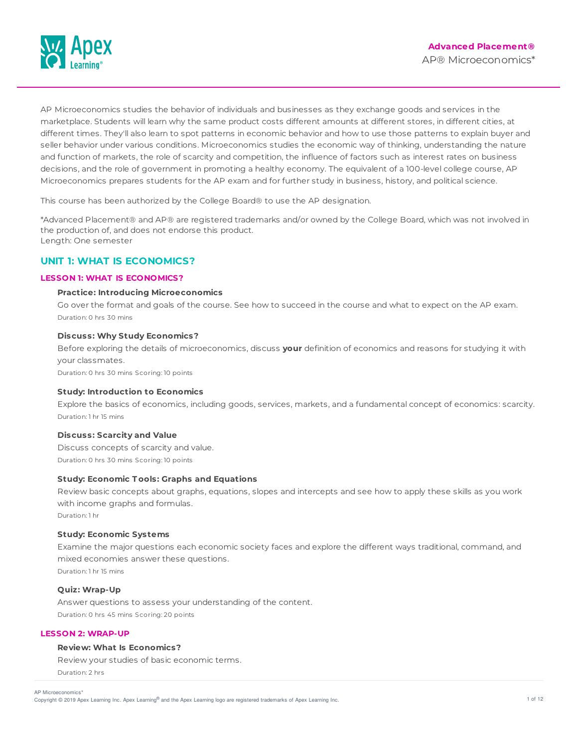# Advanced Placement®

AP® Microeconomics*

AP Microeconomics studies the behavior of individuals and businesses as they exchange goods and services in the marketplace. Students will learn why the same product costs different amounts at different stores, in different cities, at different times. They'll also learn to spot patterns in economic behavior and how to use those patterns to explain buyer and seller behavior under various conditions. Microeconomics studies the economic way of thinking, understanding the nature and function of markets, the role of scarcity and competition, the influence of factors such as interest rates on business decisions, and the role of government in promoting a healthy economy. The equivalent of a 100-level college course, AP Microeconomics prepares students for the AP exam and for further study in business, history, and political science.

This course has been authorized by the College Board® to use the AP designation.

*Advanced Placement® and AP® are registered trademarks and/or owned by the College Board, which was not involved in the production of, and does not endorse this product.
Length: One semester

## UNIT 1: WHAT IS ECONOMICS?

### LESSON 1: WHAT IS ECONOMICS?

**Practice: Introducing Microeconomics**

Go over the format and goals of the course. See how to succeed in the course and what to expect on the AP exam.

Duration: 0 hrs 30 mins

**Discuss: Why Study Economics?**

Before exploring the details of microeconomics, discuss **your** definition of economics and reasons for studying it with your classmates.

Duration: 0 hrs 30 mins Scoring: 10 points

**Study: Introduction to Economics**

Explore the basics of economics, including goods, services, markets, and a fundamental concept of economics: scarcity.

Duration: 1 hr 15 mins

**Discuss: Scarcity and Value**

Discuss concepts of scarcity and value.

Duration: 0 hrs 30 mins Scoring: 10 points

**Study: Economic Tools: Graphs and Equations**

Review basic concepts about graphs, equations, slopes and intercepts and see how to apply these skills as you work with income graphs and formulas.

Duration: 1 hr

**Study: Economic Systems**

Examine the major questions each economic society faces and explore the different ways traditional, command, and mixed economies answer these questions.

Duration: 1 hr 15 mins

**Quiz: Wrap-Up**

Answer questions to assess your understanding of the content.

Duration: 0 hrs 45 mins Scoring: 20 points

### LESSON 2: WRAP-UP

**Review: What Is Economics?**

Review your studies of basic economic terms.

Duration: 2 hrs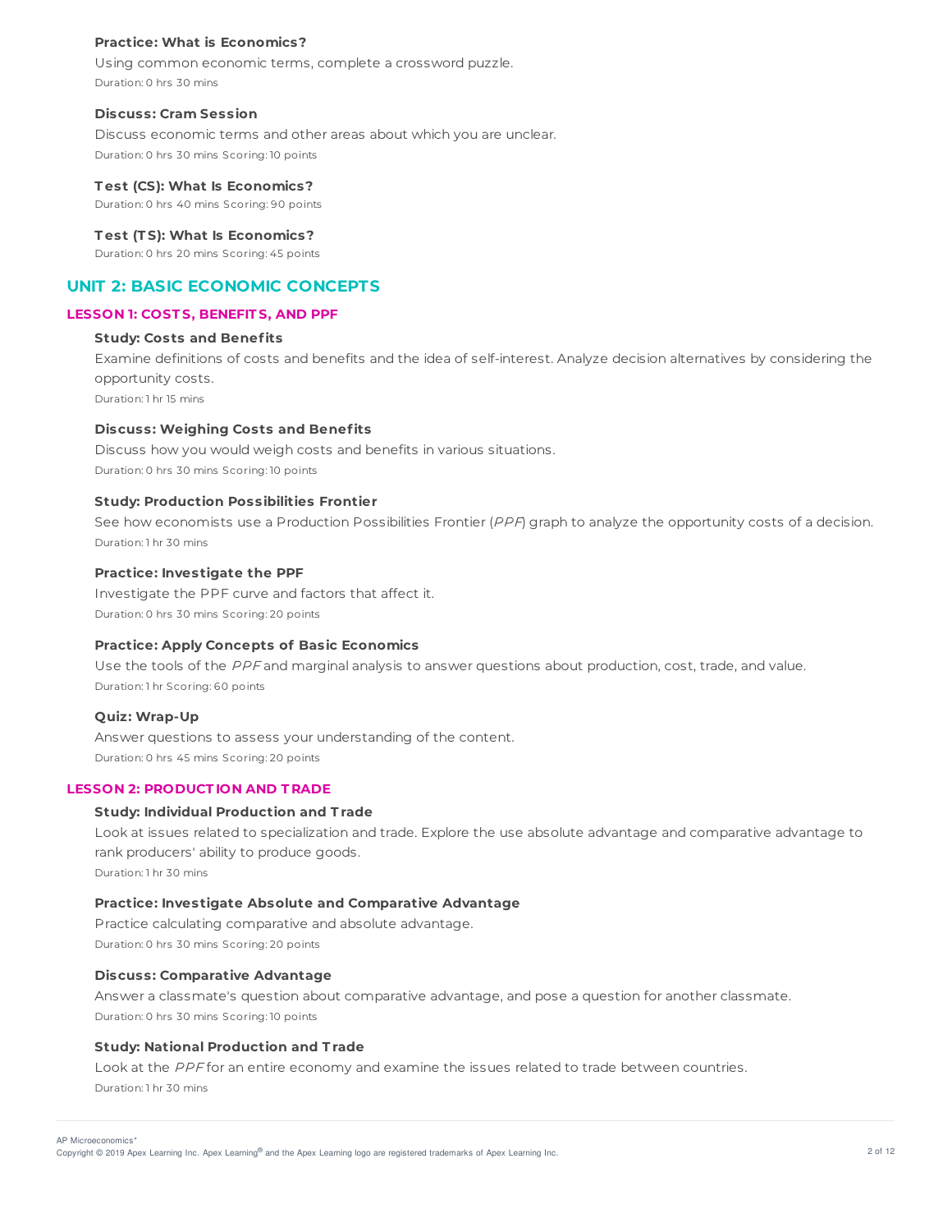#### Practice: What is Economics?

Using common economic terms, complete a crossword puzzle.

Duration: 0 hrs 30 mins

#### Discuss: Cram Session

Discuss economic terms and other areas about which you are unclear.

Duration: 0 hrs 30 mins Scoring: 10 points

#### Test (CS): What Is Economics?

Duration: 0 hrs 40 mins Scoring: 90 points

#### Test (TS): What Is Economics?

Duration: 0 hrs 20 mins Scoring: 45 points

## UNIT 2: BASIC ECONOMIC CONCEPTS

### LESSON 1: COSTS, BENEFITS, AND PPF

#### Study: Costs and Benefits

Examine definitions of costs and benefits and the idea of self-interest. Analyze decision alternatives by considering the opportunity costs.

Duration: 1 hr 15 mins

#### Discuss: Weighing Costs and Benefits

Discuss how you would weigh costs and benefits in various situations.

Duration: 0 hrs 30 mins Scoring: 10 points

#### Study: Production Possibilities Frontier

See how economists use a Production Possibilities Frontier (*PPF*) graph to analyze the opportunity costs of a decision.

Duration: 1 hr 30 mins

#### Practice: Investigate the PPF

Investigate the PPF curve and factors that affect it.

Duration: 0 hrs 30 mins Scoring: 20 points

#### Practice: Apply Concepts of Basic Economics

Use the tools of the *PPF* and marginal analysis to answer questions about production, cost, trade, and value.

Duration: 1 hr Scoring: 60 points

#### Quiz: Wrap-Up

Answer questions to assess your understanding of the content.

Duration: 0 hrs 45 mins Scoring: 20 points

### LESSON 2: PRODUCTION AND TRADE

#### Study: Individual Production and Trade

Look at issues related to specialization and trade. Explore the use absolute advantage and comparative advantage to rank producers' ability to produce goods.

Duration: 1 hr 30 mins

#### Practice: Investigate Absolute and Comparative Advantage

Practice calculating comparative and absolute advantage.

Duration: 0 hrs 30 mins Scoring: 20 points

#### Discuss: Comparative Advantage

Answer a classmate's question about comparative advantage, and pose a question for another classmate.

Duration: 0 hrs 30 mins Scoring: 10 points

#### Study: National Production and Trade

Look at the *PPF* for an entire economy and examine the issues related to trade between countries.

Duration: 1 hr 30 mins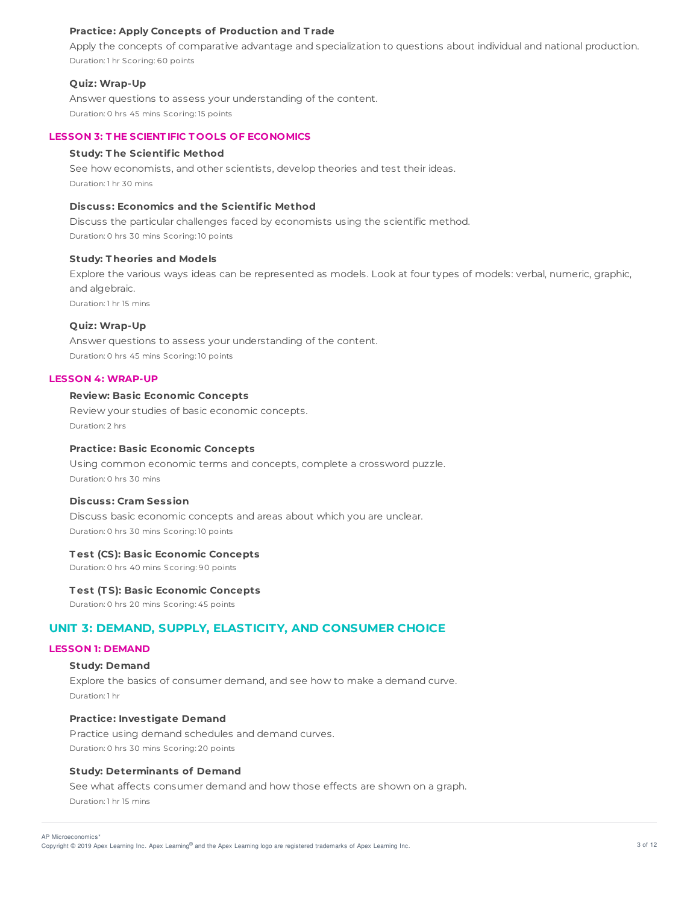#### Practice: Apply Concepts of Production and Trade

Apply the concepts of comparative advantage and specialization to questions about individual and national production.

Duration: 1 hr Scoring: 60 points

#### Quiz: Wrap-Up

Answer questions to assess your understanding of the content.

Duration: 0 hrs 45 mins Scoring: 15 points

### LESSON 3: THE SCIENTIFIC TOOLS OF ECONOMICS

#### Study: The Scientific Method

See how economists, and other scientists, develop theories and test their ideas.

Duration: 1 hr 30 mins

#### Discuss: Economics and the Scientific Method

Discuss the particular challenges faced by economists using the scientific method.

Duration: 0 hrs 30 mins Scoring: 10 points

#### Study: Theories and Models

Explore the various ways ideas can be represented as models. Look at four types of models: verbal, numeric, graphic, and algebraic.

Duration: 1 hr 15 mins

#### Quiz: Wrap-Up

Answer questions to assess your understanding of the content.

Duration: 0 hrs 45 mins Scoring: 10 points

### LESSON 4: WRAP-UP

#### Review: Basic Economic Concepts

Review your studies of basic economic concepts.

Duration: 2 hrs

#### Practice: Basic Economic Concepts

Using common economic terms and concepts, complete a crossword puzzle.

Duration: 0 hrs 30 mins

#### Discuss: Cram Session

Discuss basic economic concepts and areas about which you are unclear.

Duration: 0 hrs 30 mins Scoring: 10 points

#### Test (CS): Basic Economic Concepts

Duration: 0 hrs 40 mins Scoring: 90 points

#### Test (TS): Basic Economic Concepts

Duration: 0 hrs 20 mins Scoring: 45 points

## UNIT 3: DEMAND, SUPPLY, ELASTICITY, AND CONSUMER CHOICE

### LESSON 1: DEMAND

#### Study: Demand

Explore the basics of consumer demand, and see how to make a demand curve.

Duration: 1 hr

#### Practice: Investigate Demand

Practice using demand schedules and demand curves.

Duration: 0 hrs 30 mins Scoring: 20 points

#### Study: Determinants of Demand

See what affects consumer demand and how those effects are shown on a graph.

Duration: 1 hr 15 mins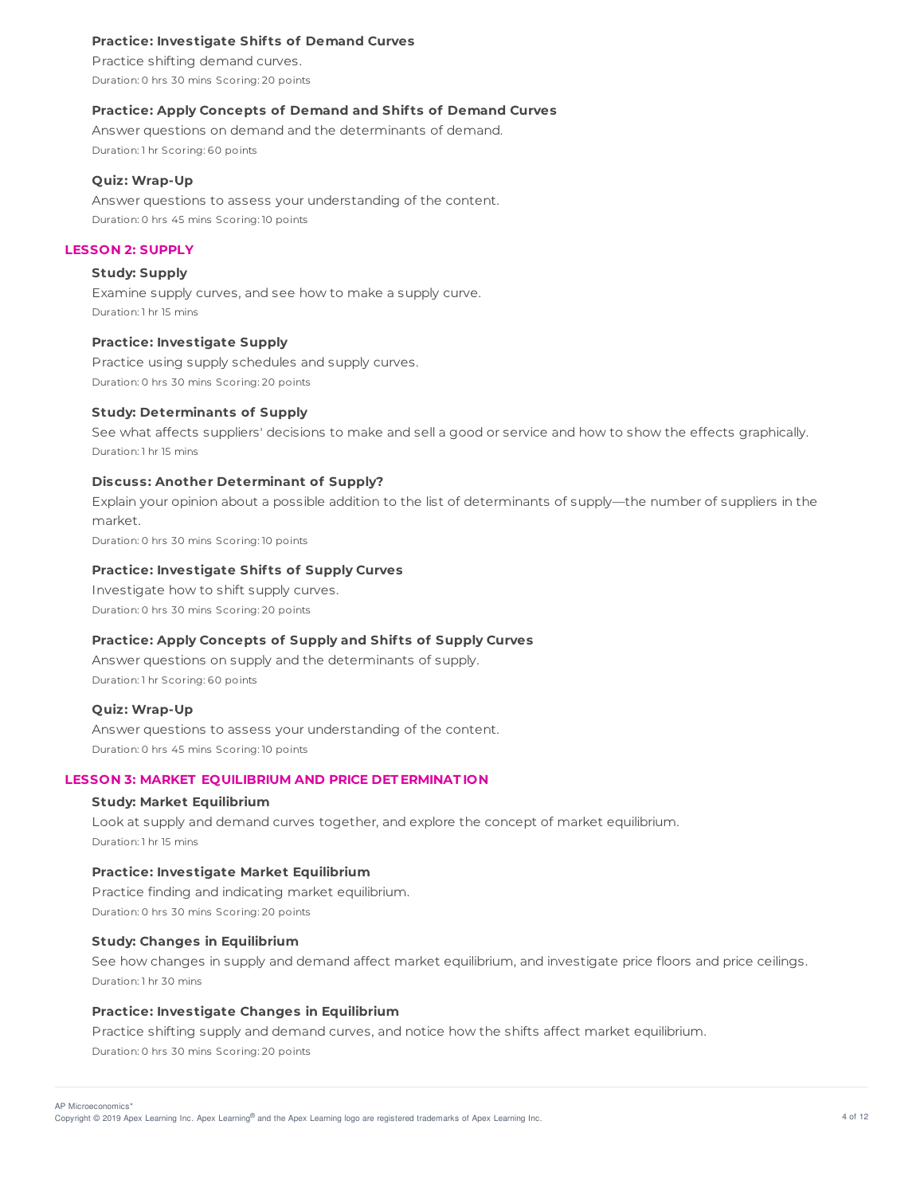#### Practice: Investigate Shifts of Demand Curves

Practice shifting demand curves.

Duration: 0 hrs 30 mins Scoring: 20 points

#### Practice: Apply Concepts of Demand and Shifts of Demand Curves

Answer questions on demand and the determinants of demand.

Duration: 1 hr Scoring: 60 points

#### Quiz: Wrap-Up

Answer questions to assess your understanding of the content.

Duration: 0 hrs 45 mins Scoring: 10 points

### LESSON 2: SUPPLY

#### Study: Supply

Examine supply curves, and see how to make a supply curve.

Duration: 1 hr 15 mins

#### Practice: Investigate Supply

Practice using supply schedules and supply curves.

Duration: 0 hrs 30 mins Scoring: 20 points

#### Study: Determinants of Supply

See what affects suppliers' decisions to make and sell a good or service and how to show the effects graphically.

Duration: 1 hr 15 mins

#### Discuss: Another Determinant of Supply?

Explain your opinion about a possible addition to the list of determinants of supply—the number of suppliers in the market.

Duration: 0 hrs 30 mins Scoring: 10 points

#### Practice: Investigate Shifts of Supply Curves

Investigate how to shift supply curves.

Duration: 0 hrs 30 mins Scoring: 20 points

#### Practice: Apply Concepts of Supply and Shifts of Supply Curves

Answer questions on supply and the determinants of supply.

Duration: 1 hr Scoring: 60 points

#### Quiz: Wrap-Up

Answer questions to assess your understanding of the content.

Duration: 0 hrs 45 mins Scoring: 10 points

### LESSON 3: MARKET EQUILIBRIUM AND PRICE DETERMINATION

#### Study: Market Equilibrium

Look at supply and demand curves together, and explore the concept of market equilibrium.

Duration: 1 hr 15 mins

#### Practice: Investigate Market Equilibrium

Practice finding and indicating market equilibrium.

Duration: 0 hrs 30 mins Scoring: 20 points

#### Study: Changes in Equilibrium

See how changes in supply and demand affect market equilibrium, and investigate price floors and price ceilings.

Duration: 1 hr 30 mins

#### Practice: Investigate Changes in Equilibrium

Practice shifting supply and demand curves, and notice how the shifts affect market equilibrium.

Duration: 0 hrs 30 mins Scoring: 20 points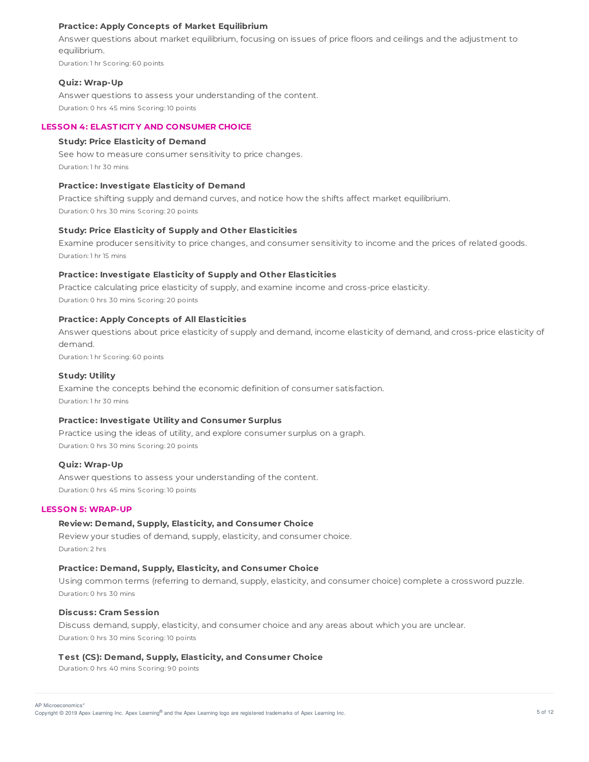#### Practice: Apply Concepts of Market Equilibrium

Answer questions about market equilibrium, focusing on issues of price floors and ceilings and the adjustment to equilibrium.

Duration: 1 hr Scoring: 60 points

#### Quiz: Wrap-Up

Answer questions to assess your understanding of the content.

Duration: 0 hrs 45 mins Scoring: 10 points

### LESSON 4: ELASTICITY AND CONSUMER CHOICE

#### Study: Price Elasticity of Demand

See how to measure consumer sensitivity to price changes.

Duration: 1 hr 30 mins

#### Practice: Investigate Elasticity of Demand

Practice shifting supply and demand curves, and notice how the shifts affect market equilibrium.

Duration: 0 hrs 30 mins Scoring: 20 points

#### Study: Price Elasticity of Supply and Other Elasticities

Examine producer sensitivity to price changes, and consumer sensitivity to income and the prices of related goods.

Duration: 1 hr 15 mins

#### Practice: Investigate Elasticity of Supply and Other Elasticities

Practice calculating price elasticity of supply, and examine income and cross-price elasticity.

Duration: 0 hrs 30 mins Scoring: 20 points

#### Practice: Apply Concepts of All Elasticities

Answer questions about price elasticity of supply and demand, income elasticity of demand, and cross-price elasticity of demand.

Duration: 1 hr Scoring: 60 points

#### Study: Utility

Examine the concepts behind the economic definition of consumer satisfaction.

Duration: 1 hr 30 mins

#### Practice: Investigate Utility and Consumer Surplus

Practice using the ideas of utility, and explore consumer surplus on a graph.

Duration: 0 hrs 30 mins Scoring: 20 points

#### Quiz: Wrap-Up

Answer questions to assess your understanding of the content.

Duration: 0 hrs 45 mins Scoring: 10 points

### LESSON 5: WRAP-UP

#### Review: Demand, Supply, Elasticity, and Consumer Choice

Review your studies of demand, supply, elasticity, and consumer choice.

Duration: 2 hrs

#### Practice: Demand, Supply, Elasticity, and Consumer Choice

Using common terms (referring to demand, supply, elasticity, and consumer choice) complete a crossword puzzle.

Duration: 0 hrs 30 mins

#### Discuss: Cram Session

Discuss demand, supply, elasticity, and consumer choice and any areas about which you are unclear.

Duration: 0 hrs 30 mins Scoring: 10 points

#### Test (CS): Demand, Supply, Elasticity, and Consumer Choice

Duration: 0 hrs 40 mins Scoring: 90 points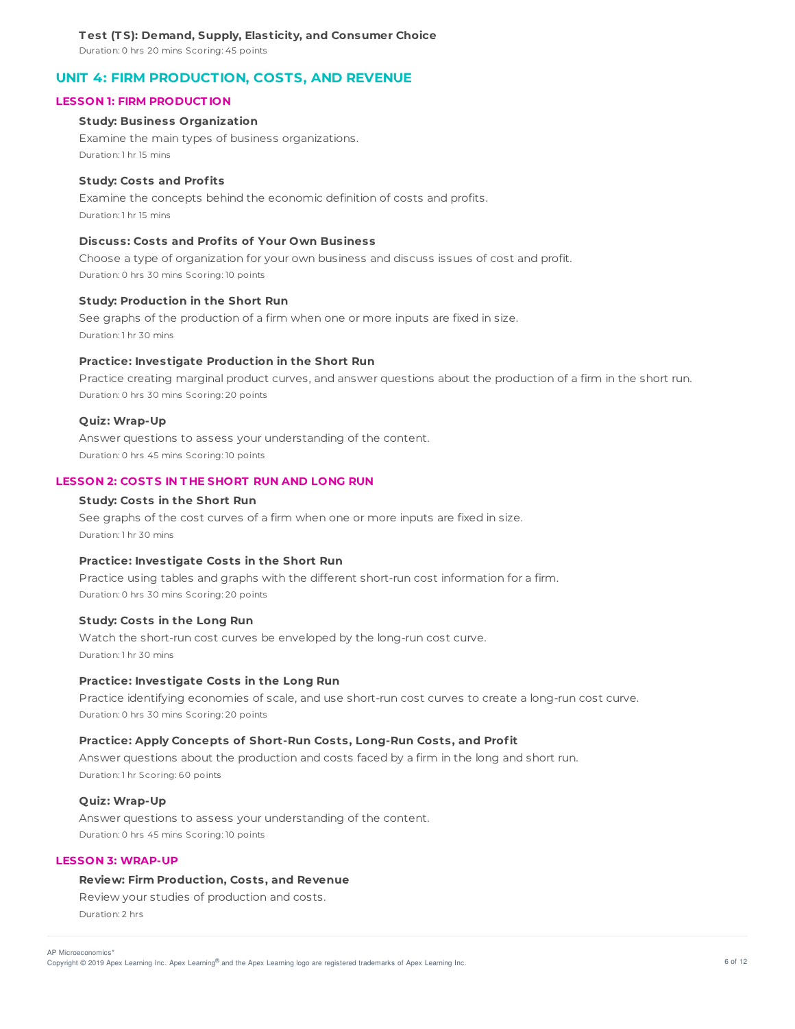**Test (TS): Demand, Supply, Elasticity, and Consumer Choice**

Duration: 0 hrs 20 mins Scoring: 45 points

## UNIT 4: FIRM PRODUCTION, COSTS, AND REVENUE

### LESSON 1: FIRM PRODUCTION

**Study: Business Organization**

Examine the main types of business organizations.

Duration: 1 hr 15 mins

**Study: Costs and Profits**

Examine the concepts behind the economic definition of costs and profits.

Duration: 1 hr 15 mins

**Discuss: Costs and Profits of Your Own Business**

Choose a type of organization for your own business and discuss issues of cost and profit.

Duration: 0 hrs 30 mins Scoring: 10 points

**Study: Production in the Short Run**

See graphs of the production of a firm when one or more inputs are fixed in size.

Duration: 1 hr 30 mins

**Practice: Investigate Production in the Short Run**

Practice creating marginal product curves, and answer questions about the production of a firm in the short run.

Duration: 0 hrs 30 mins Scoring: 20 points

**Quiz: Wrap-Up**

Answer questions to assess your understanding of the content.

Duration: 0 hrs 45 mins Scoring: 10 points

### LESSON 2: COSTS IN THE SHORT RUN AND LONG RUN

**Study: Costs in the Short Run**

See graphs of the cost curves of a firm when one or more inputs are fixed in size.

Duration: 1 hr 30 mins

**Practice: Investigate Costs in the Short Run**

Practice using tables and graphs with the different short-run cost information for a firm.

Duration: 0 hrs 30 mins Scoring: 20 points

**Study: Costs in the Long Run**

Watch the short-run cost curves be enveloped by the long-run cost curve.

Duration: 1 hr 30 mins

**Practice: Investigate Costs in the Long Run**

Practice identifying economies of scale, and use short-run cost curves to create a long-run cost curve.

Duration: 0 hrs 30 mins Scoring: 20 points

**Practice: Apply Concepts of Short-Run Costs, Long-Run Costs, and Profit**

Answer questions about the production and costs faced by a firm in the long and short run.

Duration: 1 hr Scoring: 60 points

**Quiz: Wrap-Up**

Answer questions to assess your understanding of the content.

Duration: 0 hrs 45 mins Scoring: 10 points

### LESSON 3: WRAP-UP

**Review: Firm Production, Costs, and Revenue**

Review your studies of production and costs.

Duration: 2 hrs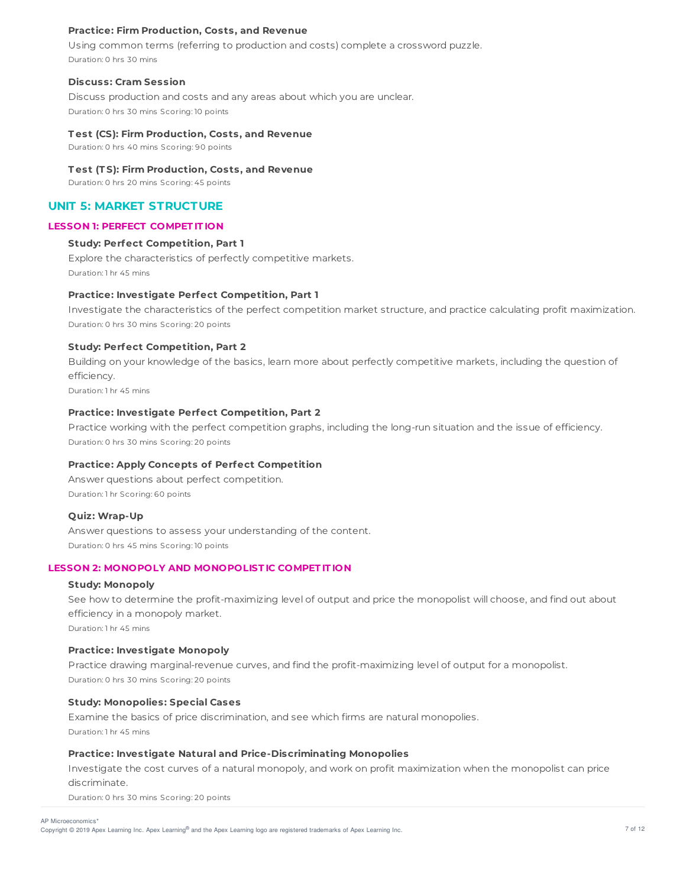**Practice: Firm Production, Costs, and Revenue**

Using common terms (referring to production and costs) complete a crossword puzzle.

Duration: 0 hrs 30 mins

**Discuss: Cram Session**

Discuss production and costs and any areas about which you are unclear.

Duration: 0 hrs 30 mins Scoring: 10 points

**Test (CS): Firm Production, Costs, and Revenue**

Duration: 0 hrs 40 mins Scoring: 90 points

**Test (TS): Firm Production, Costs, and Revenue**

Duration: 0 hrs 20 mins Scoring: 45 points

## UNIT 5: MARKET STRUCTURE

### LESSON 1: PERFECT COMPETITION

**Study: Perfect Competition, Part 1**

Explore the characteristics of perfectly competitive markets.

Duration: 1 hr 45 mins

**Practice: Investigate Perfect Competition, Part 1**

Investigate the characteristics of the perfect competition market structure, and practice calculating profit maximization.

Duration: 0 hrs 30 mins Scoring: 20 points

**Study: Perfect Competition, Part 2**

Building on your knowledge of the basics, learn more about perfectly competitive markets, including the question of efficiency.

Duration: 1 hr 45 mins

**Practice: Investigate Perfect Competition, Part 2**

Practice working with the perfect competition graphs, including the long-run situation and the issue of efficiency.

Duration: 0 hrs 30 mins Scoring: 20 points

**Practice: Apply Concepts of Perfect Competition**

Answer questions about perfect competition.

Duration: 1 hr Scoring: 60 points

**Quiz: Wrap-Up**

Answer questions to assess your understanding of the content.

Duration: 0 hrs 45 mins Scoring: 10 points

### LESSON 2: MONOPOLY AND MONOPOLISTIC COMPETITION

**Study: Monopoly**

See how to determine the profit-maximizing level of output and price the monopolist will choose, and find out about efficiency in a monopoly market.

Duration: 1 hr 45 mins

**Practice: Investigate Monopoly**

Practice drawing marginal-revenue curves, and find the profit-maximizing level of output for a monopolist.

Duration: 0 hrs 30 mins Scoring: 20 points

**Study: Monopolies: Special Cases**

Examine the basics of price discrimination, and see which firms are natural monopolies.

Duration: 1 hr 45 mins

**Practice: Investigate Natural and Price-Discriminating Monopolies**

Investigate the cost curves of a natural monopoly, and work on profit maximization when the monopolist can price discriminate.

Duration: 0 hrs 30 mins Scoring: 20 points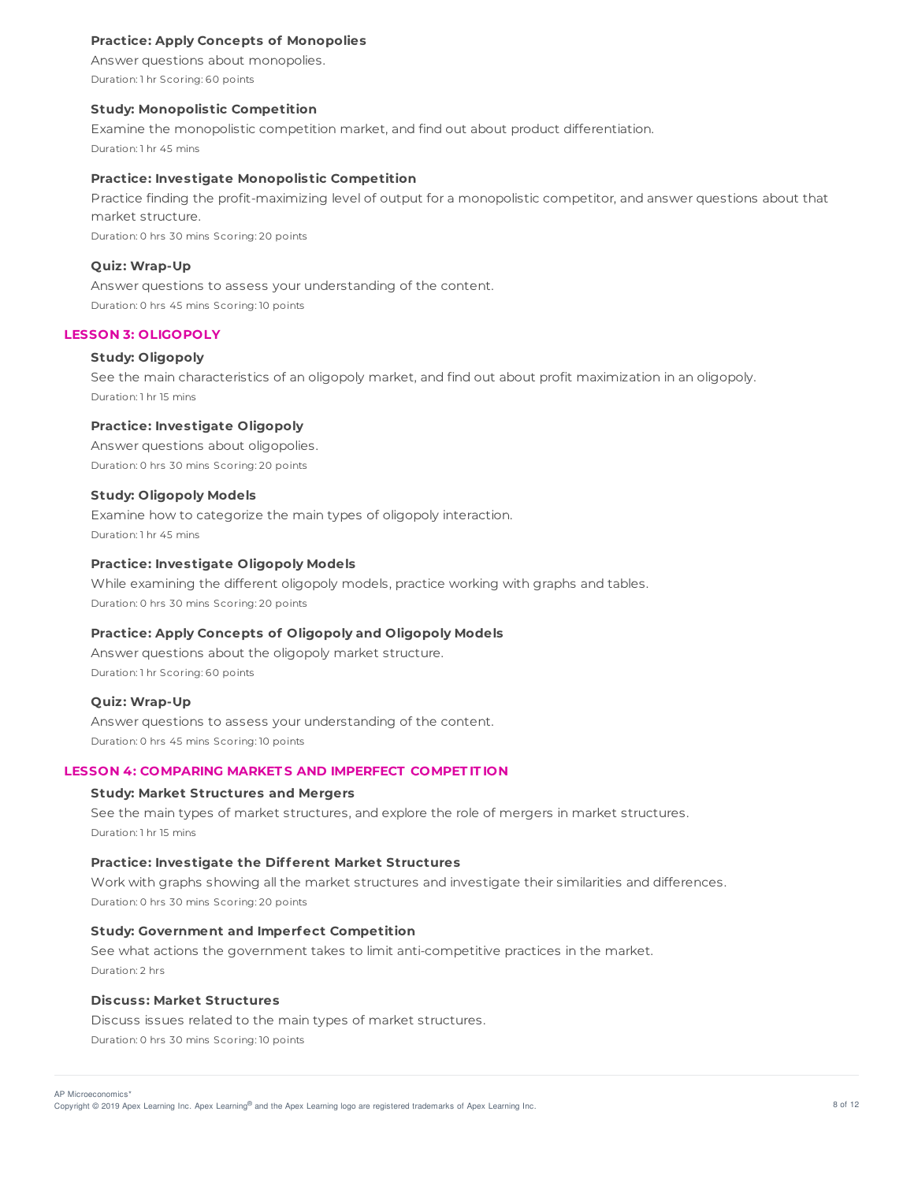#### Practice: Apply Concepts of Monopolies

Answer questions about monopolies.

Duration: 1 hr Scoring: 60 points

#### Study: Monopolistic Competition

Examine the monopolistic competition market, and find out about product differentiation.

Duration: 1 hr 45 mins

#### Practice: Investigate Monopolistic Competition

Practice finding the profit-maximizing level of output for a monopolistic competitor, and answer questions about that market structure.

Duration: 0 hrs 30 mins Scoring: 20 points

#### Quiz: Wrap-Up

Answer questions to assess your understanding of the content.

Duration: 0 hrs 45 mins Scoring: 10 points

### LESSON 3: OLIGOPOLY

#### Study: Oligopoly

See the main characteristics of an oligopoly market, and find out about profit maximization in an oligopoly.

Duration: 1 hr 15 mins

#### Practice: Investigate Oligopoly

Answer questions about oligopolies.

Duration: 0 hrs 30 mins Scoring: 20 points

#### Study: Oligopoly Models

Examine how to categorize the main types of oligopoly interaction.

Duration: 1 hr 45 mins

#### Practice: Investigate Oligopoly Models

While examining the different oligopoly models, practice working with graphs and tables.

Duration: 0 hrs 30 mins Scoring: 20 points

#### Practice: Apply Concepts of Oligopoly and Oligopoly Models

Answer questions about the oligopoly market structure.

Duration: 1 hr Scoring: 60 points

#### Quiz: Wrap-Up

Answer questions to assess your understanding of the content.

Duration: 0 hrs 45 mins Scoring: 10 points

### LESSON 4: COMPARING MARKETS AND IMPERFECT COMPETITION

#### Study: Market Structures and Mergers

See the main types of market structures, and explore the role of mergers in market structures.

Duration: 1 hr 15 mins

#### Practice: Investigate the Different Market Structures

Work with graphs showing all the market structures and investigate their similarities and differences.

Duration: 0 hrs 30 mins Scoring: 20 points

#### Study: Government and Imperfect Competition

See what actions the government takes to limit anti-competitive practices in the market.

Duration: 2 hrs

#### Discuss: Market Structures

Discuss issues related to the main types of market structures.

Duration: 0 hrs 30 mins Scoring: 10 points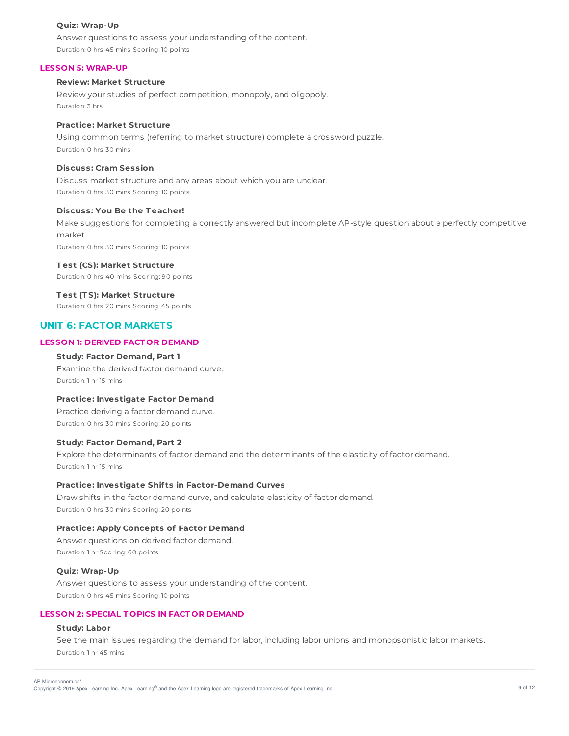**Quiz: Wrap-Up**

Answer questions to assess your understanding of the content.

Duration: 0 hrs 45 mins Scoring: 10 points

### LESSON 5: WRAP-UP

**Review: Market Structure**

Review your studies of perfect competition, monopoly, and oligopoly.

Duration: 3 hrs

**Practice: Market Structure**

Using common terms (referring to market structure) complete a crossword puzzle.

Duration: 0 hrs 30 mins

**Discuss: Cram Session**

Discuss market structure and any areas about which you are unclear.

Duration: 0 hrs 30 mins Scoring: 10 points

**Discuss: You Be the Teacher!**

Make suggestions for completing a correctly answered but incomplete AP-style question about a perfectly competitive market.

Duration: 0 hrs 30 mins Scoring: 10 points

**Test (CS): Market Structure**

Duration: 0 hrs 40 mins Scoring: 90 points

**Test (TS): Market Structure**

Duration: 0 hrs 20 mins Scoring: 45 points

## UNIT 6: FACTOR MARKETS

### LESSON 1: DERIVED FACTOR DEMAND

**Study: Factor Demand, Part 1**

Examine the derived factor demand curve.

Duration: 1 hr 15 mins

**Practice: Investigate Factor Demand**

Practice deriving a factor demand curve.

Duration: 0 hrs 30 mins Scoring: 20 points

**Study: Factor Demand, Part 2**

Explore the determinants of factor demand and the determinants of the elasticity of factor demand.

Duration: 1 hr 15 mins

**Practice: Investigate Shifts in Factor-Demand Curves**

Draw shifts in the factor demand curve, and calculate elasticity of factor demand.

Duration: 0 hrs 30 mins Scoring: 20 points

**Practice: Apply Concepts of Factor Demand**

Answer questions on derived factor demand.

Duration: 1 hr Scoring: 60 points

**Quiz: Wrap-Up**

Answer questions to assess your understanding of the content.

Duration: 0 hrs 45 mins Scoring: 10 points

### LESSON 2: SPECIAL TOPICS IN FACTOR DEMAND

**Study: Labor**

See the main issues regarding the demand for labor, including labor unions and monopsonistic labor markets.

Duration: 1 hr 45 mins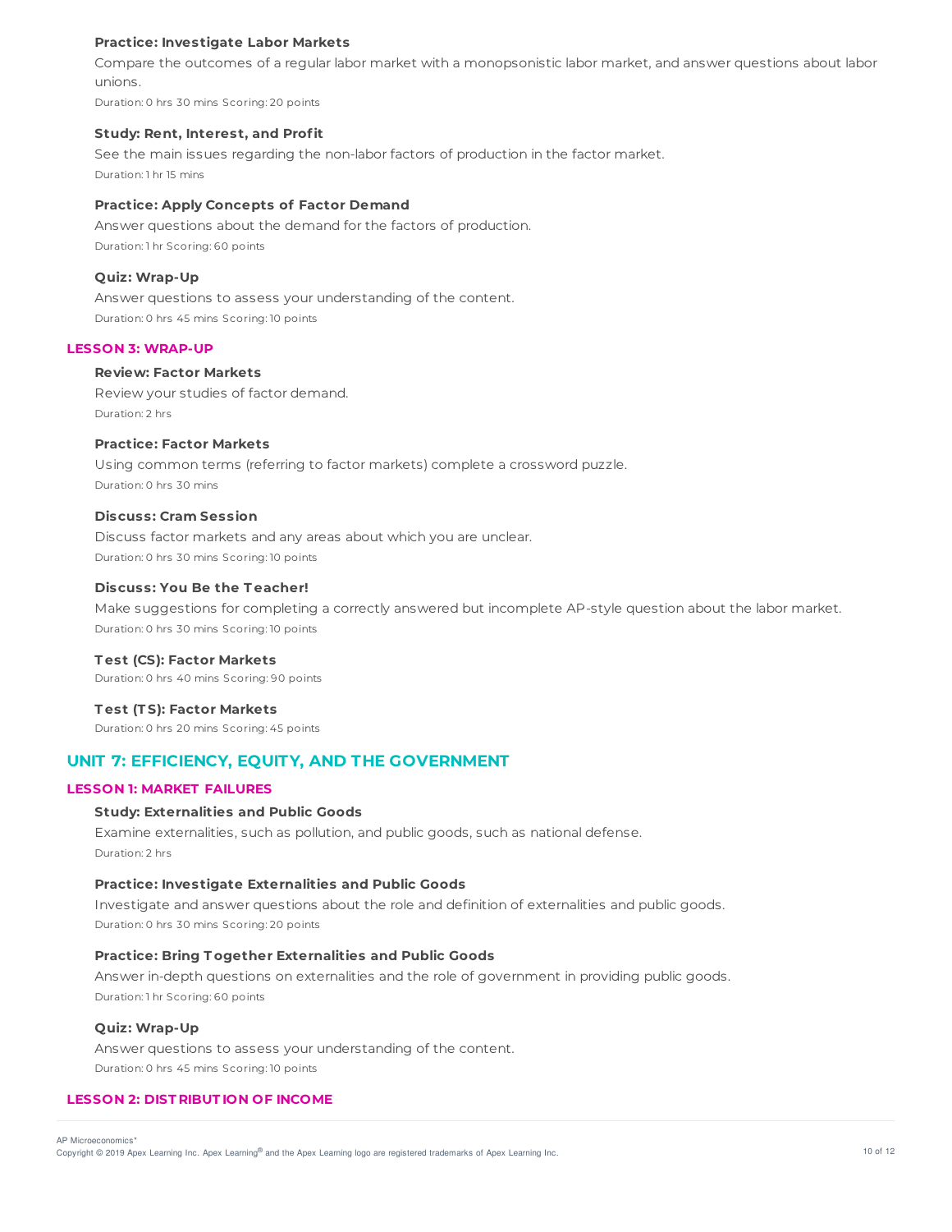**Practice: Investigate Labor Markets**

Compare the outcomes of a regular labor market with a monopsonistic labor market, and answer questions about labor unions.

Duration: 0 hrs 30 mins Scoring: 20 points

**Study: Rent, Interest, and Profit**

See the main issues regarding the non-labor factors of production in the factor market.

Duration: 1 hr 15 mins

**Practice: Apply Concepts of Factor Demand**

Answer questions about the demand for the factors of production.

Duration: 1 hr Scoring: 60 points

**Quiz: Wrap-Up**

Answer questions to assess your understanding of the content.

Duration: 0 hrs 45 mins Scoring: 10 points

### LESSON 3: WRAP-UP

**Review: Factor Markets**

Review your studies of factor demand.

Duration: 2 hrs

**Practice: Factor Markets**

Using common terms (referring to factor markets) complete a crossword puzzle.

Duration: 0 hrs 30 mins

**Discuss: Cram Session**

Discuss factor markets and any areas about which you are unclear.

Duration: 0 hrs 30 mins Scoring: 10 points

**Discuss: You Be the Teacher!**

Make suggestions for completing a correctly answered but incomplete AP-style question about the labor market.

Duration: 0 hrs 30 mins Scoring: 10 points

**Test (CS): Factor Markets**

Duration: 0 hrs 40 mins Scoring: 90 points

**Test (TS): Factor Markets**

Duration: 0 hrs 20 mins Scoring: 45 points

## UNIT 7: EFFICIENCY, EQUITY, AND THE GOVERNMENT

### LESSON 1: MARKET FAILURES

**Study: Externalities and Public Goods**

Examine externalities, such as pollution, and public goods, such as national defense.

Duration: 2 hrs

**Practice: Investigate Externalities and Public Goods**

Investigate and answer questions about the role and definition of externalities and public goods.

Duration: 0 hrs 30 mins Scoring: 20 points

**Practice: Bring Together Externalities and Public Goods**

Answer in-depth questions on externalities and the role of government in providing public goods.

Duration: 1 hr Scoring: 60 points

**Quiz: Wrap-Up**

Answer questions to assess your understanding of the content.

Duration: 0 hrs 45 mins Scoring: 10 points

### LESSON 2: DISTRIBUTION OF INCOME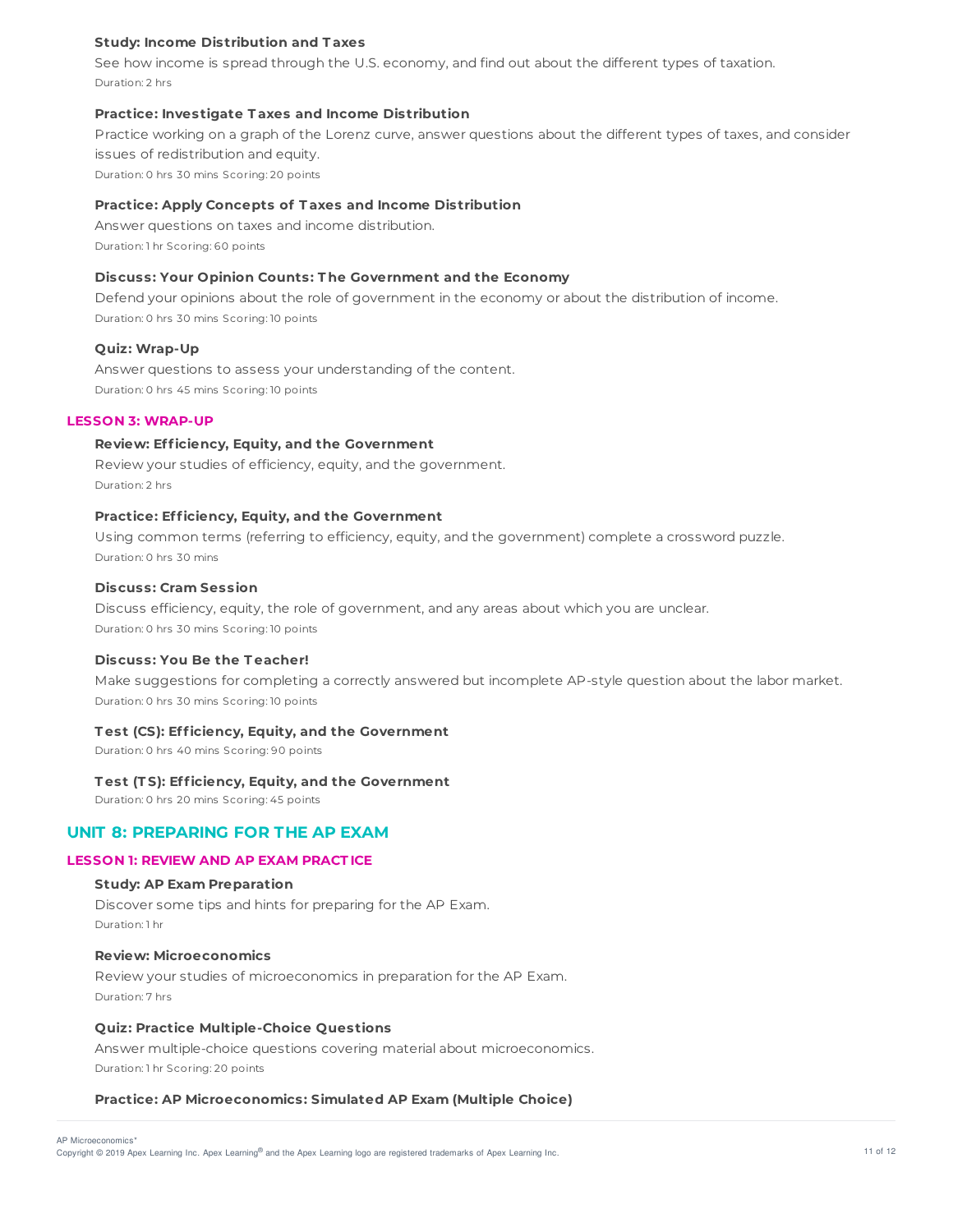#### Study: Income Distribution and Taxes

See how income is spread through the U.S. economy, and find out about the different types of taxation.

Duration: 2 hrs

#### Practice: Investigate Taxes and Income Distribution

Practice working on a graph of the Lorenz curve, answer questions about the different types of taxes, and consider issues of redistribution and equity.

Duration: 0 hrs 30 mins Scoring: 20 points

#### Practice: Apply Concepts of Taxes and Income Distribution

Answer questions on taxes and income distribution.

Duration: 1 hr Scoring: 60 points

#### Discuss: Your Opinion Counts: The Government and the Economy

Defend your opinions about the role of government in the economy or about the distribution of income.

Duration: 0 hrs 30 mins Scoring: 10 points

#### Quiz: Wrap-Up

Answer questions to assess your understanding of the content.

Duration: 0 hrs 45 mins Scoring: 10 points

### LESSON 3: WRAP-UP

#### Review: Efficiency, Equity, and the Government

Review your studies of efficiency, equity, and the government.

Duration: 2 hrs

#### Practice: Efficiency, Equity, and the Government

Using common terms (referring to efficiency, equity, and the government) complete a crossword puzzle.

Duration: 0 hrs 30 mins

#### Discuss: Cram Session

Discuss efficiency, equity, the role of government, and any areas about which you are unclear.

Duration: 0 hrs 30 mins Scoring: 10 points

#### Discuss: You Be the Teacher!

Make suggestions for completing a correctly answered but incomplete AP-style question about the labor market.

Duration: 0 hrs 30 mins Scoring: 10 points

#### Test (CS): Efficiency, Equity, and the Government

Duration: 0 hrs 40 mins Scoring: 90 points

#### Test (TS): Efficiency, Equity, and the Government

Duration: 0 hrs 20 mins Scoring: 45 points

## UNIT 8: PREPARING FOR THE AP EXAM

### LESSON 1: REVIEW AND AP EXAM PRACTICE

#### Study: AP Exam Preparation

Discover some tips and hints for preparing for the AP Exam.

Duration: 1 hr

#### Review: Microeconomics

Review your studies of microeconomics in preparation for the AP Exam.

Duration: 7 hrs

#### Quiz: Practice Multiple-Choice Questions

Answer multiple-choice questions covering material about microeconomics.

Duration: 1 hr Scoring: 20 points

#### Practice: AP Microeconomics: Simulated AP Exam (Multiple Choice)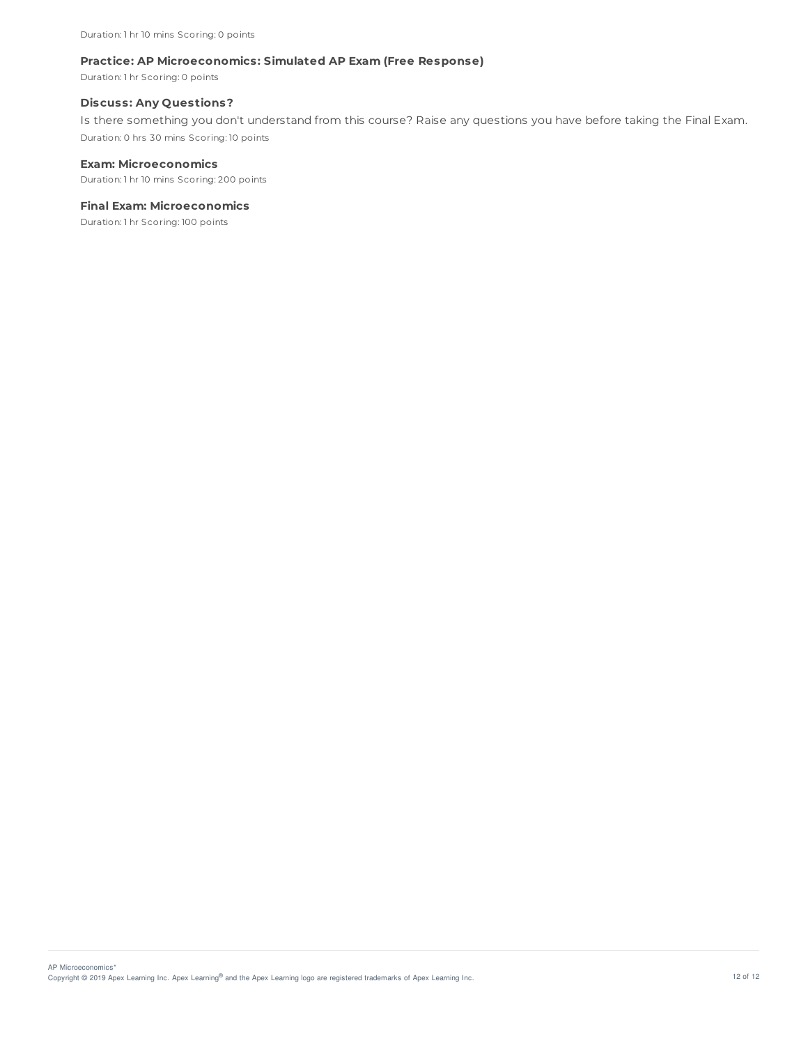Duration: 1 hr 10 mins Scoring: 0 points

**Practice: AP Microeconomics: Simulated AP Exam (Free Response)**

Duration: 1 hr Scoring: 0 points

**Discuss: Any Questions?**

Is there something you don't understand from this course? Raise any questions you have before taking the Final Exam.

Duration: 0 hrs 30 mins Scoring: 10 points

**Exam: Microeconomics**

Duration: 1 hr 10 mins Scoring: 200 points

**Final Exam: Microeconomics**

Duration: 1 hr Scoring: 100 points